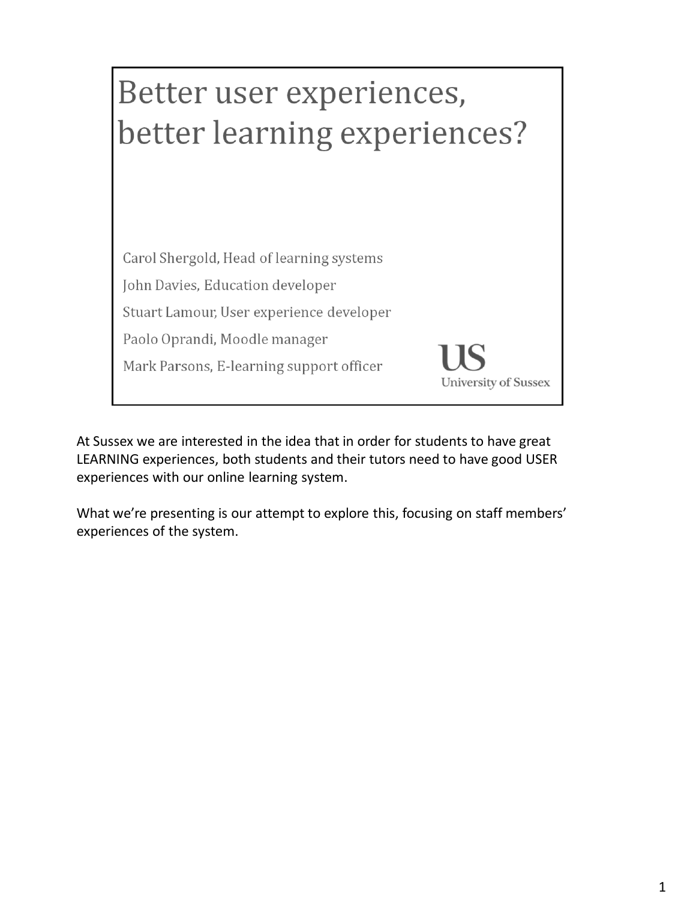# Better user experiences, better learning experiences?

Carol Shergold, Head of learning systems

John Davies, Education developer

Stuart Lamour, User experience developer

Paolo Oprandi, Moodle manager

Mark Parsons, E-learning support officer

US
University of Sussex

At Sussex we are interested in the idea that in order for students to have great LEARNING experiences, both students and their tutors need to have good USER experiences with our online learning system.

What we're presenting is our attempt to explore this, focusing on staff members' experiences of the system.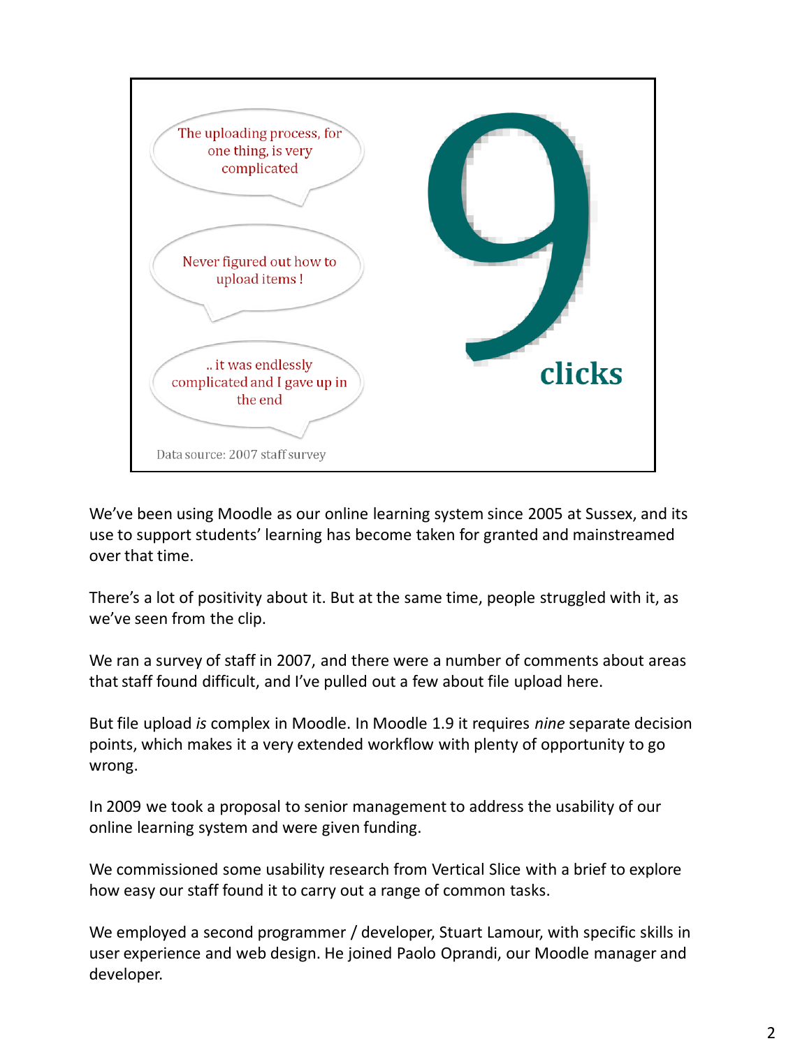The uploading process, for one thing, is very complicated

Never figured out how to upload items !

.. it was endlessly complicated and I gave up in the end

Data source: 2007 staff survey

9 clicks

We've been using Moodle as our online learning system since 2005 at Sussex, and its use to support students' learning has become taken for granted and mainstreamed over that time.

There's a lot of positivity about it. But at the same time, people struggled with it, as we've seen from the clip.

We ran a survey of staff in 2007, and there were a number of comments about areas that staff found difficult, and I've pulled out a few about file upload here.

But file upload *is* complex in Moodle. In Moodle 1.9 it requires *nine* separate decision points, which makes it a very extended workflow with plenty of opportunity to go wrong.

In 2009 we took a proposal to senior management to address the usability of our online learning system and were given funding.

We commissioned some usability research from Vertical Slice with a brief to explore how easy our staff found it to carry out a range of common tasks.

We employed a second programmer / developer, Stuart Lamour, with specific skills in user experience and web design. He joined Paolo Oprandi, our Moodle manager and developer.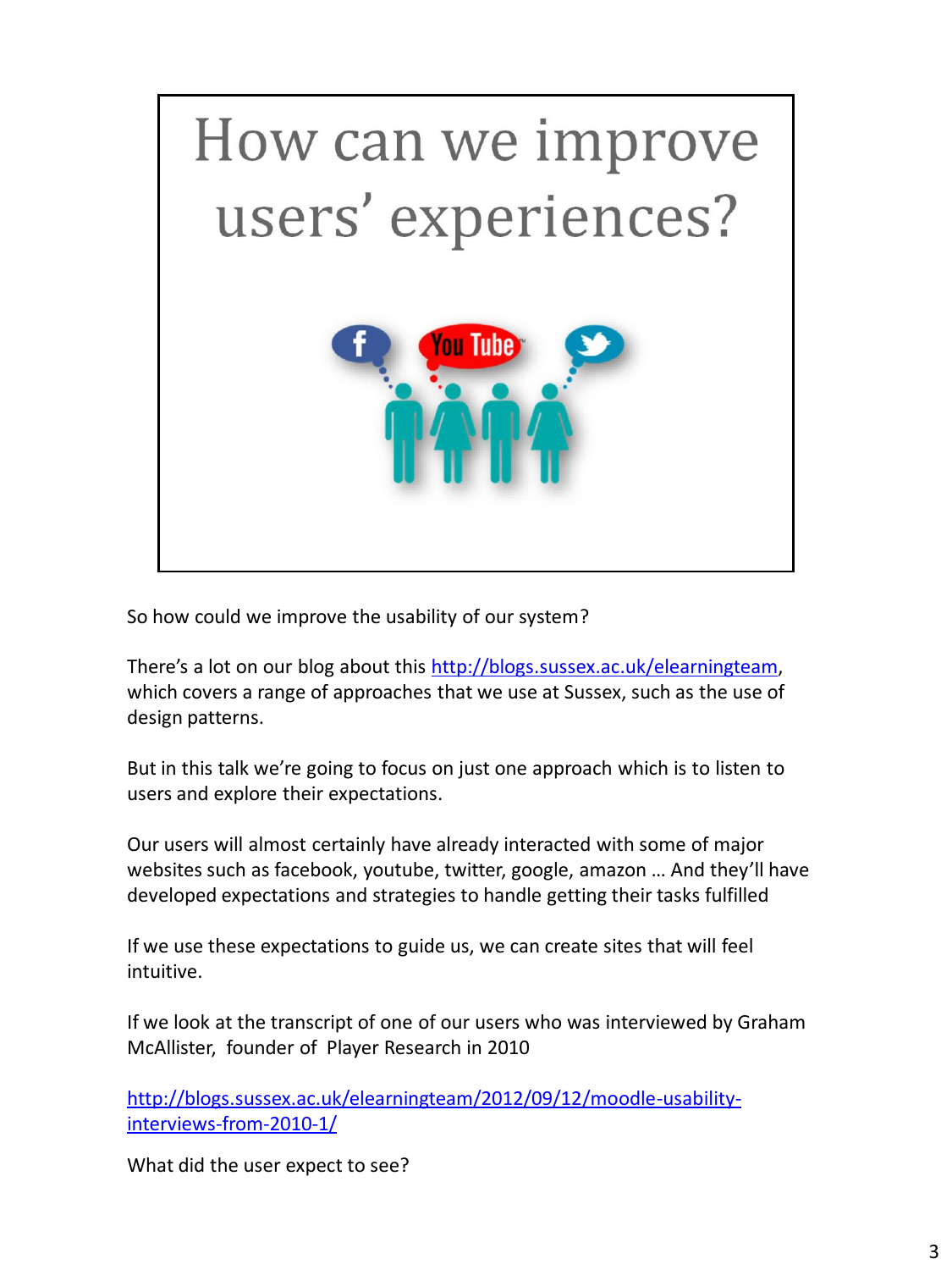# How can we improve users' experiences?

So how could we improve the usability of our system?

There's a lot on our blog about this http://blogs.sussex.ac.uk/elearningteam, which covers a range of approaches that we use at Sussex, such as the use of design patterns.

But in this talk we're going to focus on just one approach which is to listen to users and explore their expectations.

Our users will almost certainly have already interacted with some of major websites such as facebook, youtube, twitter, google, amazon … And they'll have developed expectations and strategies to handle getting their tasks fulfilled

If we use these expectations to guide us, we can create sites that will feel intuitive.

If we look at the transcript of one of our users who was interviewed by Graham McAllister, founder of Player Research in 2010

http://blogs.sussex.ac.uk/elearningteam/2012/09/12/moodle-usability-interviews-from-2010-1/

What did the user expect to see?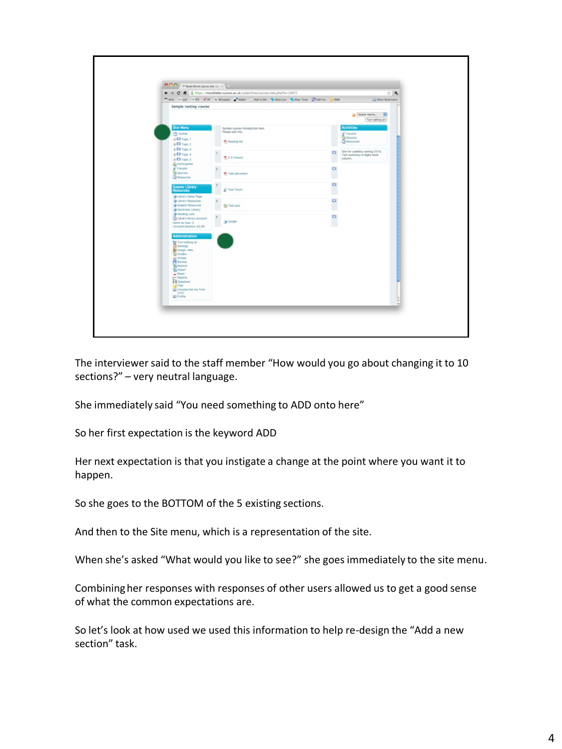The interviewer said to the staff member "How would you go about changing it to 10 sections?" – very neutral language.

She immediately said "You need something to ADD onto here"

So her first expectation is the keyword ADD

Her next expectation is that you instigate a change at the point where you want it to happen.

So she goes to the BOTTOM of the 5 existing sections.

And then to the Site menu, which is a representation of the site.

When she's asked "What would you like to see?" she goes immediately to the site menu.

Combining her responses with responses of other users allowed us to get a good sense of what the common expectations are.

So let's look at how used we used this information to help re-design the "Add a new section" task.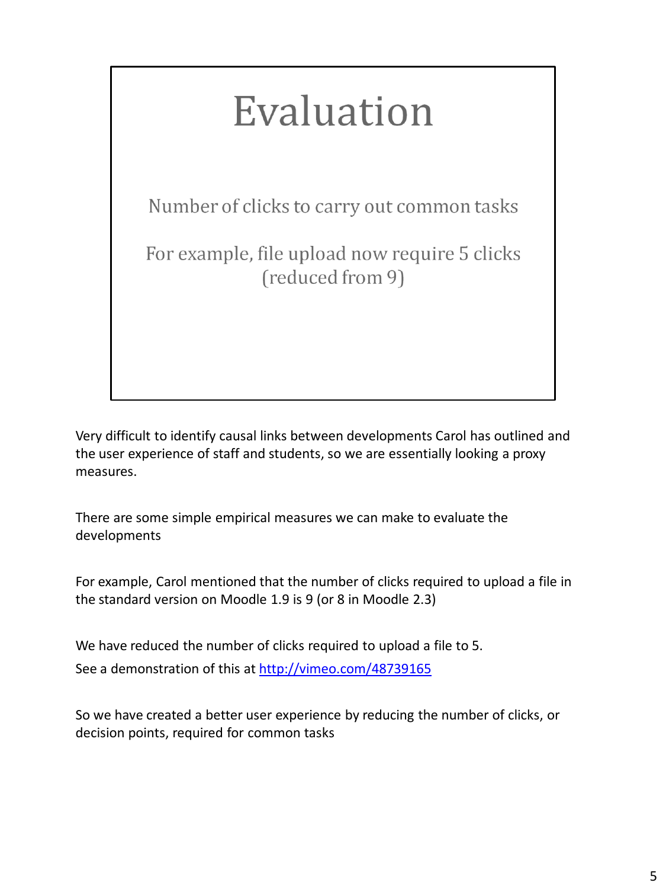# Evaluation

Number of clicks to carry out common tasks

For example, file upload now require 5 clicks (reduced from 9)

Very difficult to identify causal links between developments Carol has outlined and the user experience of staff and students, so we are essentially looking a proxy measures.

There are some simple empirical measures we can make to evaluate the developments

For example, Carol mentioned that the number of clicks required to upload a file in the standard version on Moodle 1.9 is 9 (or 8 in Moodle 2.3)

We have reduced the number of clicks required to upload a file to 5.

See a demonstration of this at [http://vimeo.com/48739165](http://vimeo.com/48739165)

So we have created a better user experience by reducing the number of clicks, or decision points, required for common tasks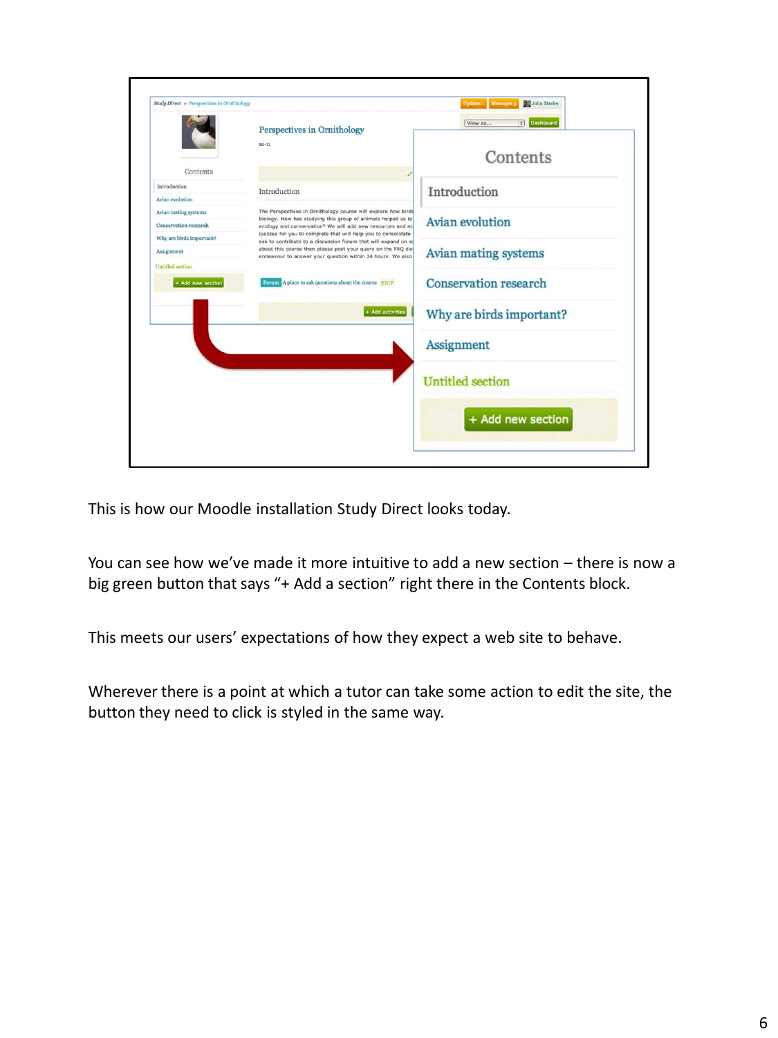This is how our Moodle installation Study Direct looks today.

You can see how we've made it more intuitive to add a new section – there is now a big green button that says "+ Add a section" right there in the Contents block.

This meets our users' expectations of how they expect a web site to behave.

Wherever there is a point at which a tutor can take some action to edit the site, the button they need to click is styled in the same way.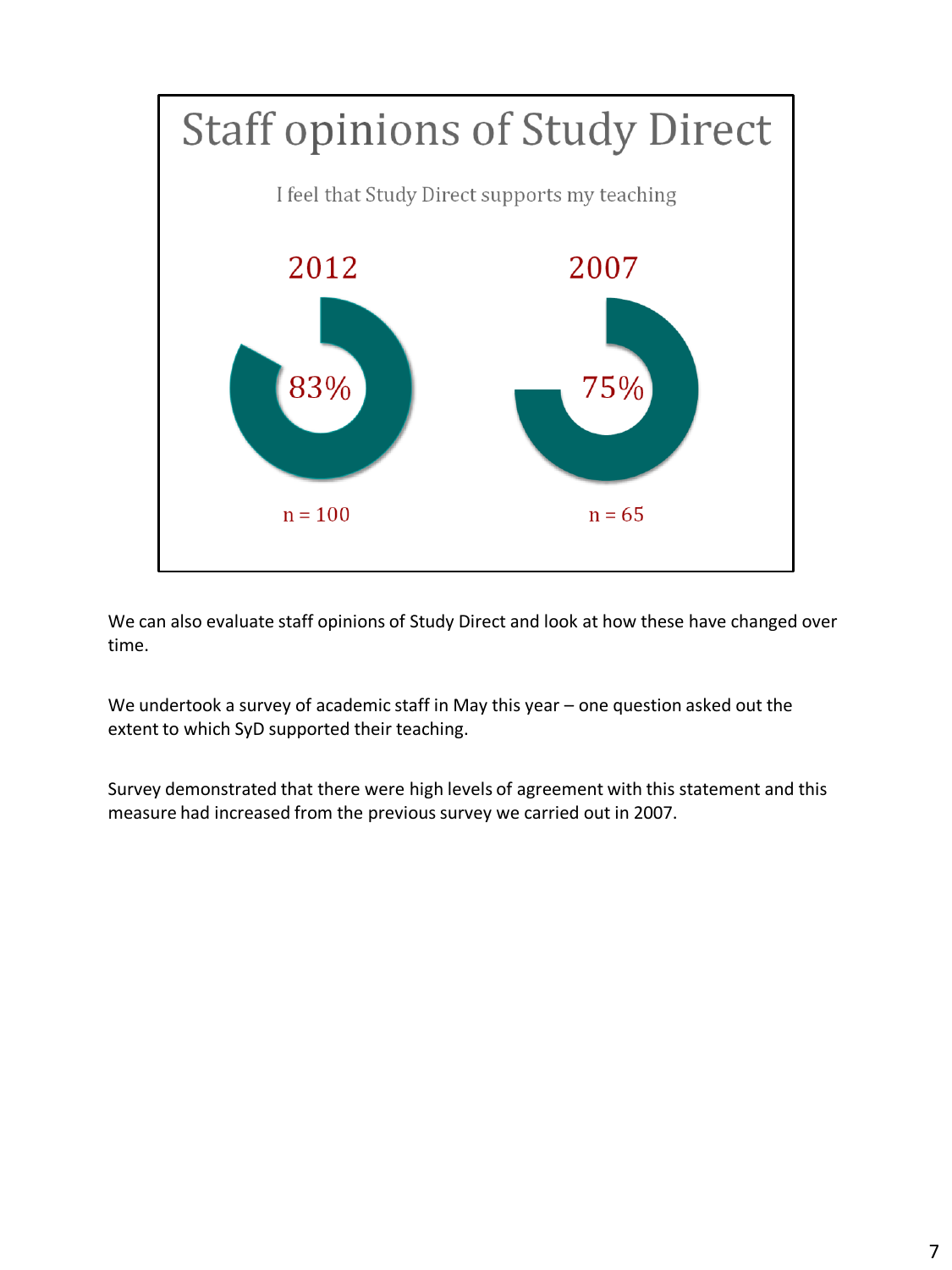# Staff opinions of Study Direct

I feel that Study Direct supports my teaching

| 2012 | 2007 |
| --- | --- |
| 83% | 75% |
| n = 100 | n = 65 |

We can also evaluate staff opinions of Study Direct and look at how these have changed over time.

We undertook a survey of academic staff in May this year – one question asked out the extent to which SyD supported their teaching.

Survey demonstrated that there were high levels of agreement with this statement and this measure had increased from the previous survey we carried out in 2007.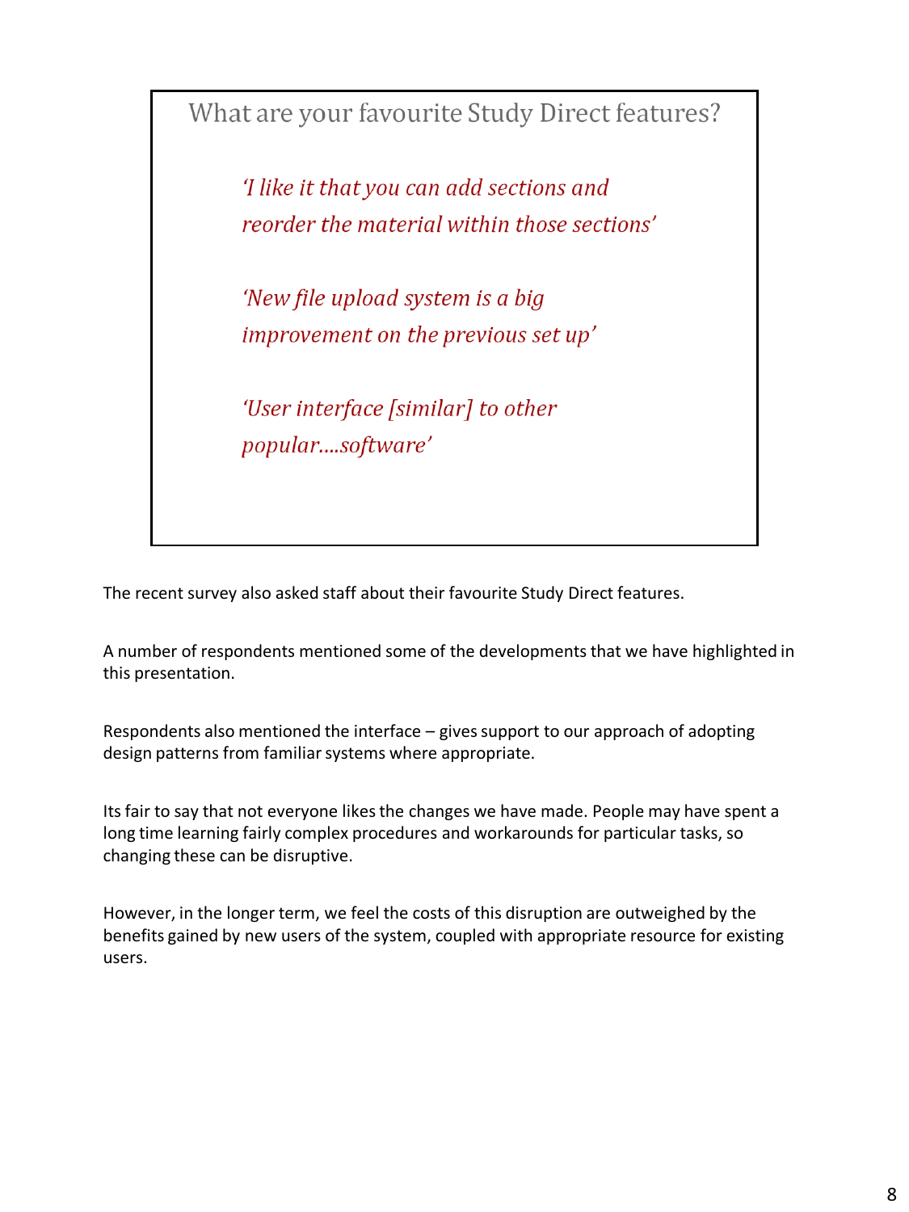## What are your favourite Study Direct features?

*'I like it that you can add sections and reorder the material within those sections'*

*'New file upload system is a big improvement on the previous set up'*

*'User interface [similar] to other popular....software'*

The recent survey also asked staff about their favourite Study Direct features.

A number of respondents mentioned some of the developments that we have highlighted in this presentation.

Respondents also mentioned the interface – gives support to our approach of adopting design patterns from familiar systems where appropriate.

Its fair to say that not everyone likes the changes we have made. People may have spent a long time learning fairly complex procedures and workarounds for particular tasks, so changing these can be disruptive.

However, in the longer term, we feel the costs of this disruption are outweighed by the benefits gained by new users of the system, coupled with appropriate resource for existing users.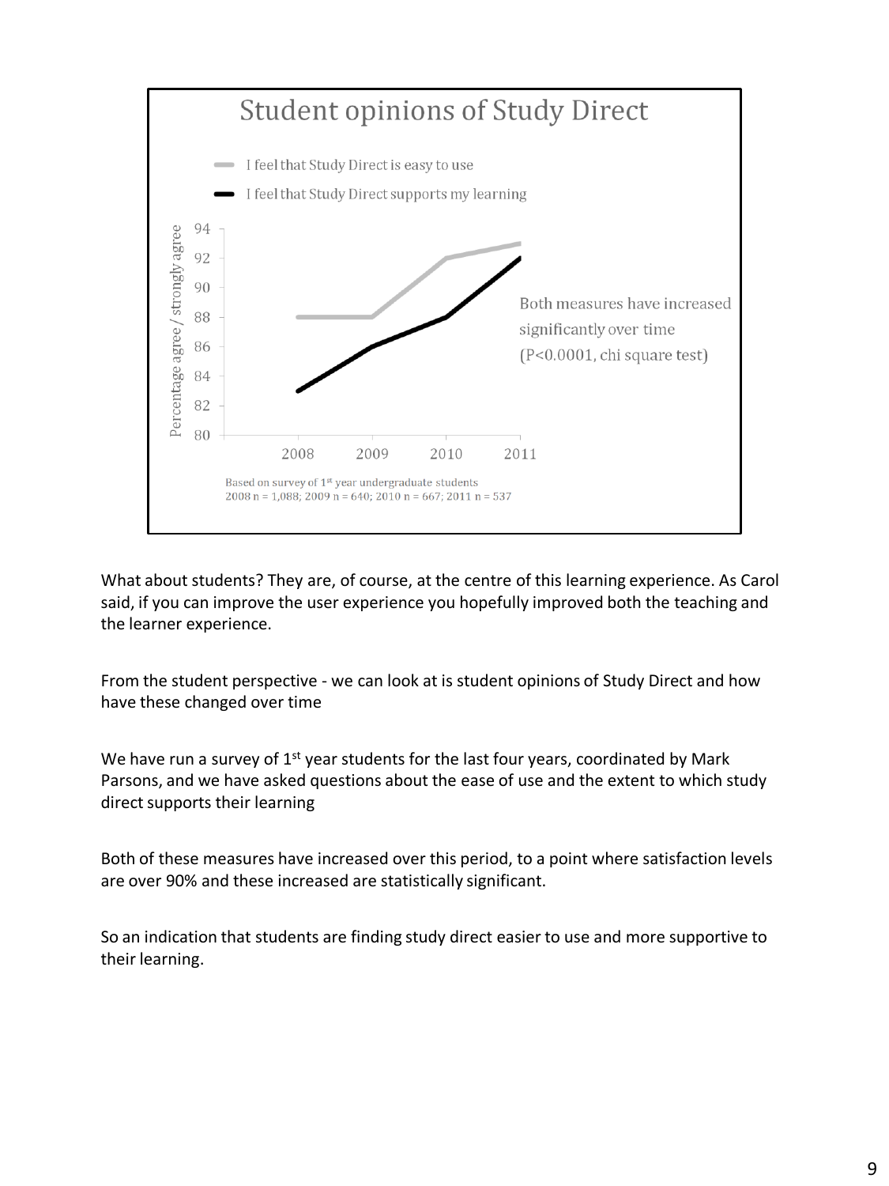## Student opinions of Study Direct

- I feel that Study Direct is easy to use
- I feel that Study Direct supports my learning

Percentage agree / strongly agree (80–94), years 2008–2011

Both measures have increased significantly over time ($P<0.0001$, chi square test)

Based on survey of 1st year undergraduate students
2008 n = 1,088; 2009 n = 640; 2010 n = 667; 2011 n = 537

What about students? They are, of course, at the centre of this learning experience. As Carol said, if you can improve the user experience you hopefully improved both the teaching and the learner experience.

From the student perspective - we can look at is student opinions of Study Direct and how have these changed over time

We have run a survey of 1st year students for the last four years, coordinated by Mark Parsons, and we have asked questions about the ease of use and the extent to which study direct supports their learning

Both of these measures have increased over this period, to a point where satisfaction levels are over 90% and these increased are statistically significant.

So an indication that students are finding study direct easier to use and more supportive to their learning.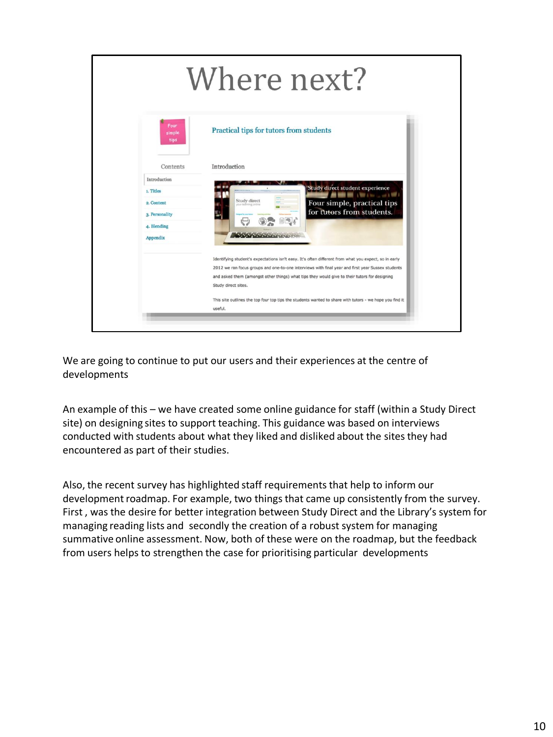# Where next?

Practical tips for tutors from students

Contents

- Introduction
- 1. Titles
- 2. Content
- 3. Personality
- 4. Blending
- Appendix

Introduction

Identifying student's expectations isn't easy. It's often different from what you expect, so in early 2012 we ran focus groups and one-to-one interviews with final year and first year Sussex students and asked them (amongst other things) what tips they would give to their tutors for designing Study direct sites.

This site outlines the top four top tips the students wanted to share with tutors - we hope you find it useful.

We are going to continue to put our users and their experiences at the centre of developments

An example of this – we have created some online guidance for staff (within a Study Direct site) on designing sites to support teaching. This guidance was based on interviews conducted with students about what they liked and disliked about the sites they had encountered as part of their studies.

Also, the recent survey has highlighted staff requirements that help to inform our development roadmap. For example, two things that came up consistently from the survey. First , was the desire for better integration between Study Direct and the Library's system for managing reading lists and secondly the creation of a robust system for managing summative online assessment. Now, both of these were on the roadmap, but the feedback from users helps to strengthen the case for prioritising particular developments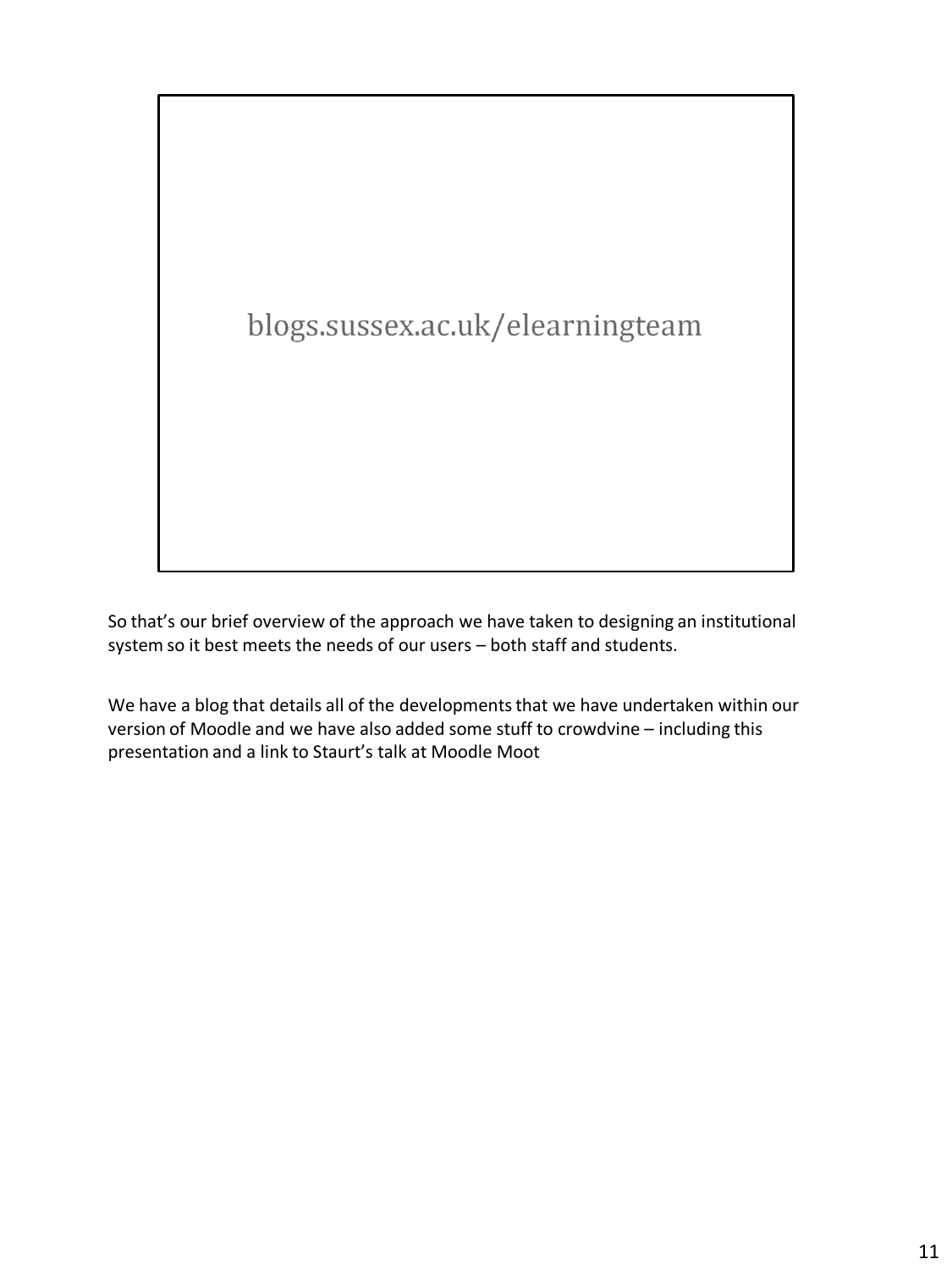blogs.sussex.ac.uk/elearningteam

So that's our brief overview of the approach we have taken to designing an institutional system so it best meets the needs of our users – both staff and students.

We have a blog that details all of the developments that we have undertaken within our version of Moodle and we have also added some stuff to crowdvine – including this presentation and a link to Staurt's talk at Moodle Moot